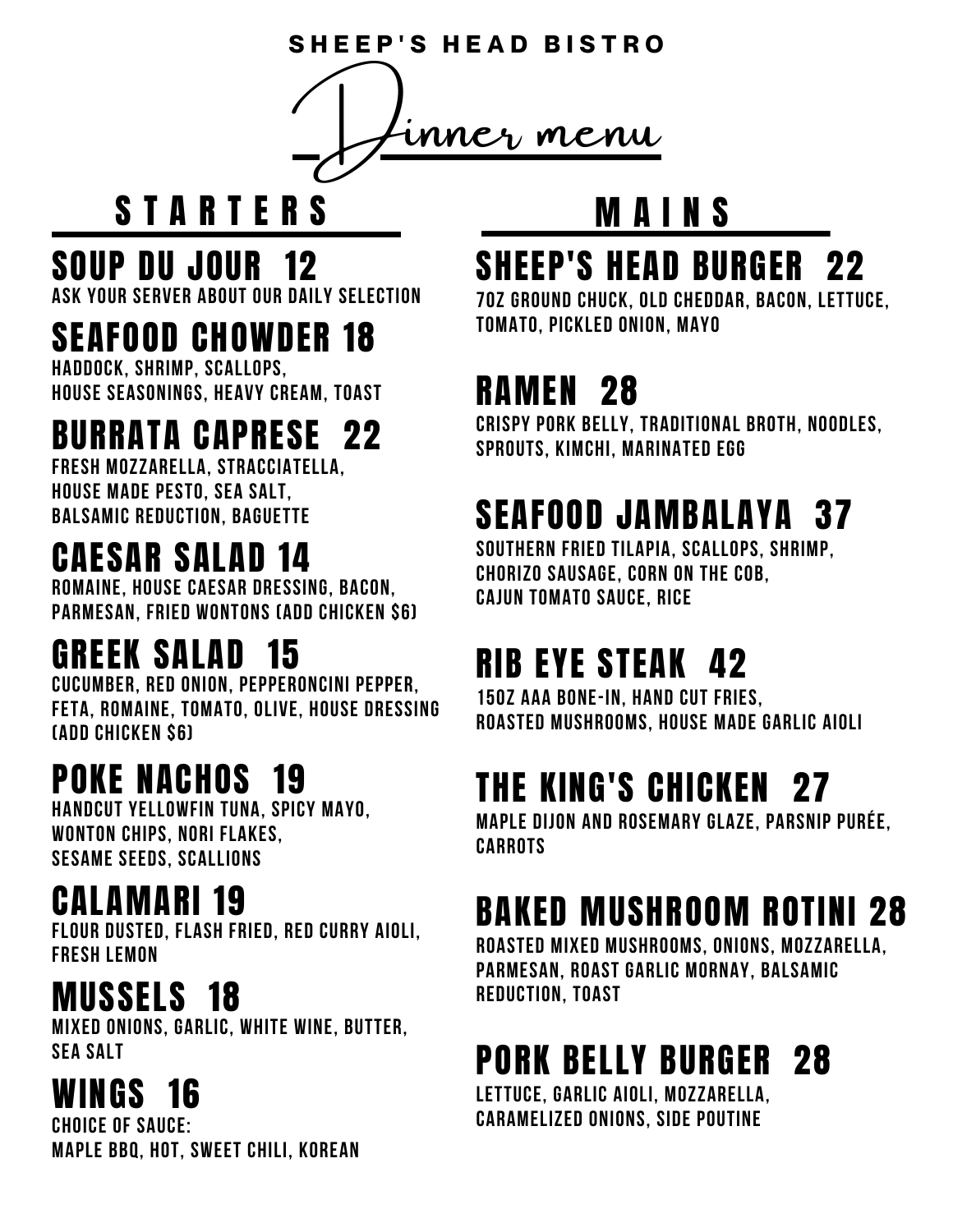SHEEP'S HEAD BISTRO

# Dinner menu

## STARTERS

### SOUP DU JOUR 12
ASK YOUR SERVER ABOUT OUR DAILY SELECTION

### SEAFOOD CHOWDER 18
HADDOCK, SHRIMP, SCALLOPS, HOUSE SEASONINGS, HEAVY CREAM, TOAST

### BURRATA CAPRESE 22
FRESH MOZZARELLA, STRACCIATELLA, HOUSE MADE PESTO, SEA SALT, BALSAMIC REDUCTION, BAGUETTE

### CAESAR SALAD 14
ROMAINE, HOUSE CAESAR DRESSING, BACON, PARMESAN, FRIED WONTONS (ADD CHICKEN $6)

### GREEK SALAD 15
CUCUMBER, RED ONION, PEPPERONCINI PEPPER, FETA, ROMAINE, TOMATO, OLIVE, HOUSE DRESSING (ADD CHICKEN $6)

### POKE NACHOS 19
HANDCUT YELLOWFIN TUNA, SPICY MAYO, WONTON CHIPS, NORI FLAKES, SESAME SEEDS, SCALLIONS

### CALAMARI 19
FLOUR DUSTED, FLASH FRIED, RED CURRY AIOLI, FRESH LEMON

### MUSSELS 18
MIXED ONIONS, GARLIC, WHITE WINE, BUTTER, SEA SALT

### WINGS 16
CHOICE OF SAUCE: MAPLE BBQ, HOT, SWEET CHILI, KOREAN

## MAINS

### SHEEP'S HEAD BURGER 22
7OZ GROUND CHUCK, OLD CHEDDAR, BACON, LETTUCE, TOMATO, PICKLED ONION, MAYO

### RAMEN 28
CRISPY PORK BELLY, TRADITIONAL BROTH, NOODLES, SPROUTS, KIMCHI, MARINATED EGG

### SEAFOOD JAMBALAYA 37
SOUTHERN FRIED TILAPIA, SCALLOPS, SHRIMP, CHORIZO SAUSAGE, CORN ON THE COB, CAJUN TOMATO SAUCE, RICE

### RIB EYE STEAK 42
15OZ AAA BONE-IN, HAND CUT FRIES, ROASTED MUSHROOMS, HOUSE MADE GARLIC AIOLI

### THE KING'S CHICKEN 27
MAPLE DIJON AND ROSEMARY GLAZE, PARSNIP PURÉE, CARROTS

### BAKED MUSHROOM ROTINI 28
ROASTED MIXED MUSHROOMS, ONIONS, MOZZARELLA, PARMESAN, ROAST GARLIC MORNAY, BALSAMIC REDUCTION, TOAST

### PORK BELLY BURGER 28
LETTUCE, GARLIC AIOLI, MOZZARELLA, CARAMELIZED ONIONS, SIDE POUTINE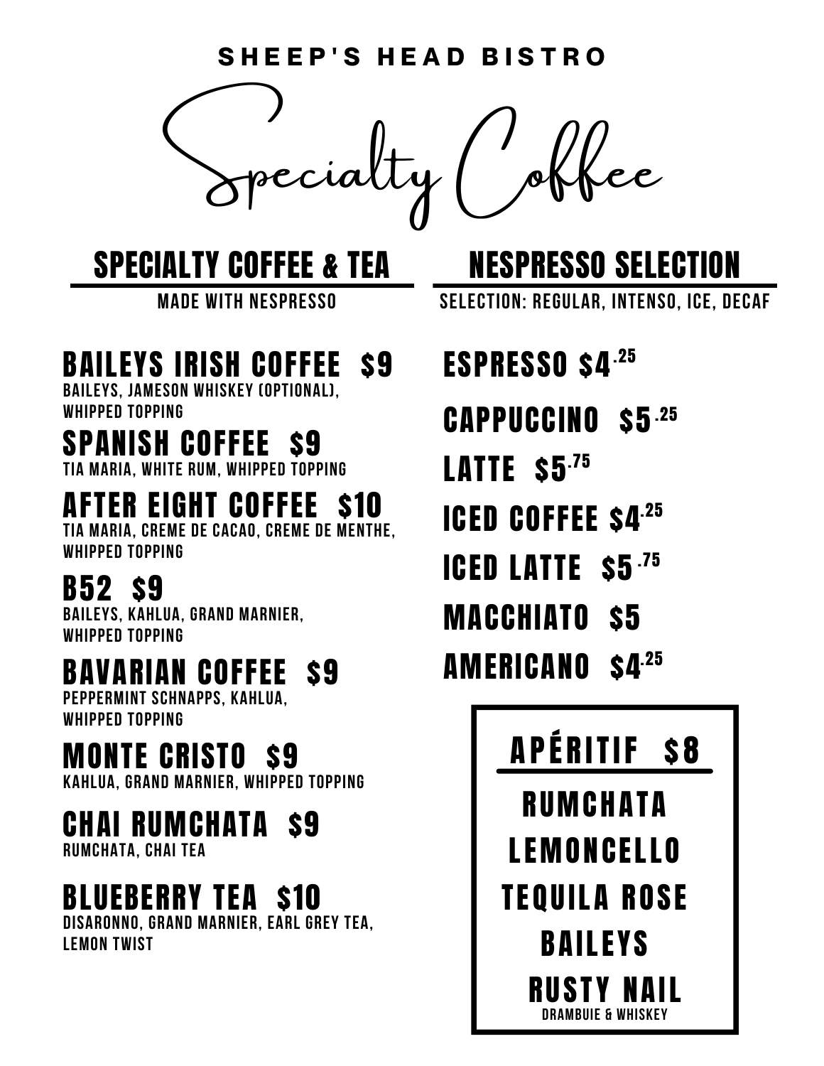SHEEP'S HEAD BISTRO

# Specialty Coffee

## SPECIALTY COFFEE & TEA

MADE WITH NESPRESSO

### BAILEYS IRISH COFFEE $9

BAILEYS, JAMESON WHISKEY (OPTIONAL), WHIPPED TOPPING

### SPANISH COFFEE $9

TIA MARIA, WHITE RUM, WHIPPED TOPPING

### AFTER EIGHT COFFEE $10

TIA MARIA, CREME DE CACAO, CREME DE MENTHE, WHIPPED TOPPING

### B52 $9

BAILEYS, KAHLUA, GRAND MARNIER, WHIPPED TOPPING

### BAVARIAN COFFEE $9

PEPPERMINT SCHNAPPS, KAHLUA, WHIPPED TOPPING

### MONTE CRISTO $9

KAHLUA, GRAND MARNIER, WHIPPED TOPPING

### CHAI RUMCHATA $9

RUMCHATA, CHAI TEA

### BLUEBERRY TEA $10

DISARONNO, GRAND MARNIER, EARL GREY TEA, LEMON TWIST

## NESPRESSO SELECTION

SELECTION: REGULAR, INTENSO, ICE, DECAF

- ESPRESSO $4.25
- CAPPUCCINO $5.25
- LATTE $5.75
- ICED COFFEE $4.25
- ICED LATTE $5.75
- MACCHIATO $5
- AMERICANO $4.25

## APÉRITIF $8

- RUMCHATA
- LEMONCELLO
- TEQUILA ROSE
- BAILEYS
- RUSTY NAIL
  DRAMBUIE & WHISKEY